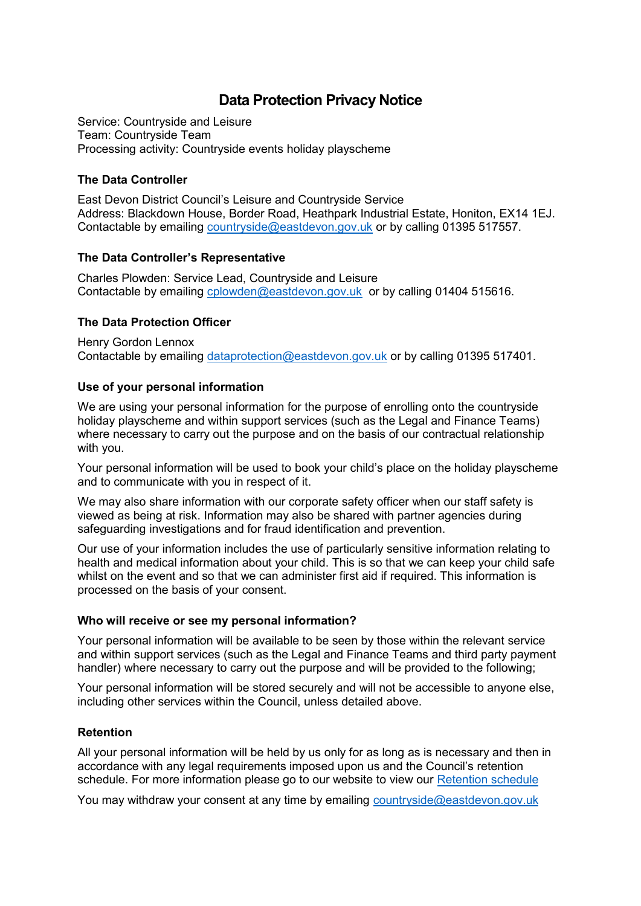# Data Protection Privacy Notice

Service: Countryside and Leisure
Team: Countryside Team
Processing activity: Countryside events holiday playscheme

### The Data Controller

East Devon District Council's Leisure and Countryside Service
Address: Blackdown House, Border Road, Heathpark Industrial Estate, Honiton, EX14 1EJ.
Contactable by emailing countryside@eastdevon.gov.uk or by calling 01395 517557.

### The Data Controller's Representative

Charles Plowden: Service Lead, Countryside and Leisure
Contactable by emailing cplowden@eastdevon.gov.uk or by calling 01404 515616.

### The Data Protection Officer

Henry Gordon Lennox
Contactable by emailing dataprotection@eastdevon.gov.uk or by calling 01395 517401.

### Use of your personal information

We are using your personal information for the purpose of enrolling onto the countryside holiday playscheme and within support services (such as the Legal and Finance Teams) where necessary to carry out the purpose and on the basis of our contractual relationship with you.

Your personal information will be used to book your child's place on the holiday playscheme and to communicate with you in respect of it.

We may also share information with our corporate safety officer when our staff safety is viewed as being at risk. Information may also be shared with partner agencies during safeguarding investigations and for fraud identification and prevention.

Our use of your information includes the use of particularly sensitive information relating to health and medical information about your child. This is so that we can keep your child safe whilst on the event and so that we can administer first aid if required. This information is processed on the basis of your consent.

### Who will receive or see my personal information?

Your personal information will be available to be seen by those within the relevant service and within support services (such as the Legal and Finance Teams and third party payment handler) where necessary to carry out the purpose and will be provided to the following;

Your personal information will be stored securely and will not be accessible to anyone else, including other services within the Council, unless detailed above.

### Retention

All your personal information will be held by us only for as long as is necessary and then in accordance with any legal requirements imposed upon us and the Council's retention schedule. For more information please go to our website to view our Retention schedule

You may withdraw your consent at any time by emailing countryside@eastdevon.gov.uk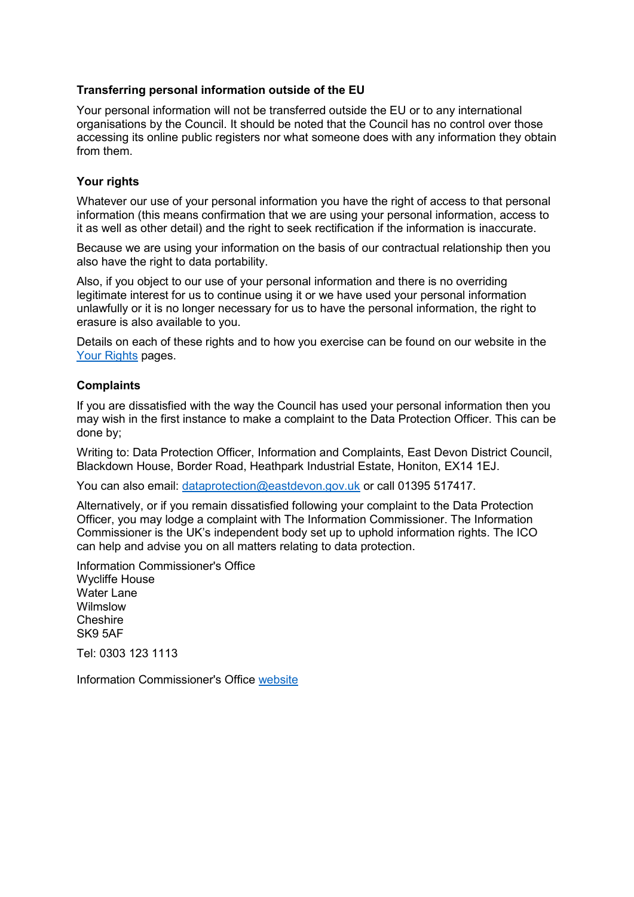**Transferring personal information outside of the EU**

Your personal information will not be transferred outside the EU or to any international organisations by the Council. It should be noted that the Council has no control over those accessing its online public registers nor what someone does with any information they obtain from them.

**Your rights**

Whatever our use of your personal information you have the right of access to that personal information (this means confirmation that we are using your personal information, access to it as well as other detail) and the right to seek rectification if the information is inaccurate.

Because we are using your information on the basis of our contractual relationship then you also have the right to data portability.

Also, if you object to our use of your personal information and there is no overriding legitimate interest for us to continue using it or we have used your personal information unlawfully or it is no longer necessary for us to have the personal information, the right to erasure is also available to you.

Details on each of these rights and to how you exercise can be found on our website in the Your Rights pages.

**Complaints**

If you are dissatisfied with the way the Council has used your personal information then you may wish in the first instance to make a complaint to the Data Protection Officer. This can be done by;

Writing to: Data Protection Officer, Information and Complaints, East Devon District Council, Blackdown House, Border Road, Heathpark Industrial Estate, Honiton, EX14 1EJ.

You can also email: dataprotection@eastdevon.gov.uk or call 01395 517417.

Alternatively, or if you remain dissatisfied following your complaint to the Data Protection Officer, you may lodge a complaint with The Information Commissioner. The Information Commissioner is the UK's independent body set up to uphold information rights. The ICO can help and advise you on all matters relating to data protection.

Information Commissioner's Office
Wycliffe House
Water Lane
Wilmslow
Cheshire
SK9 5AF

Tel: 0303 123 1113

Information Commissioner's Office website